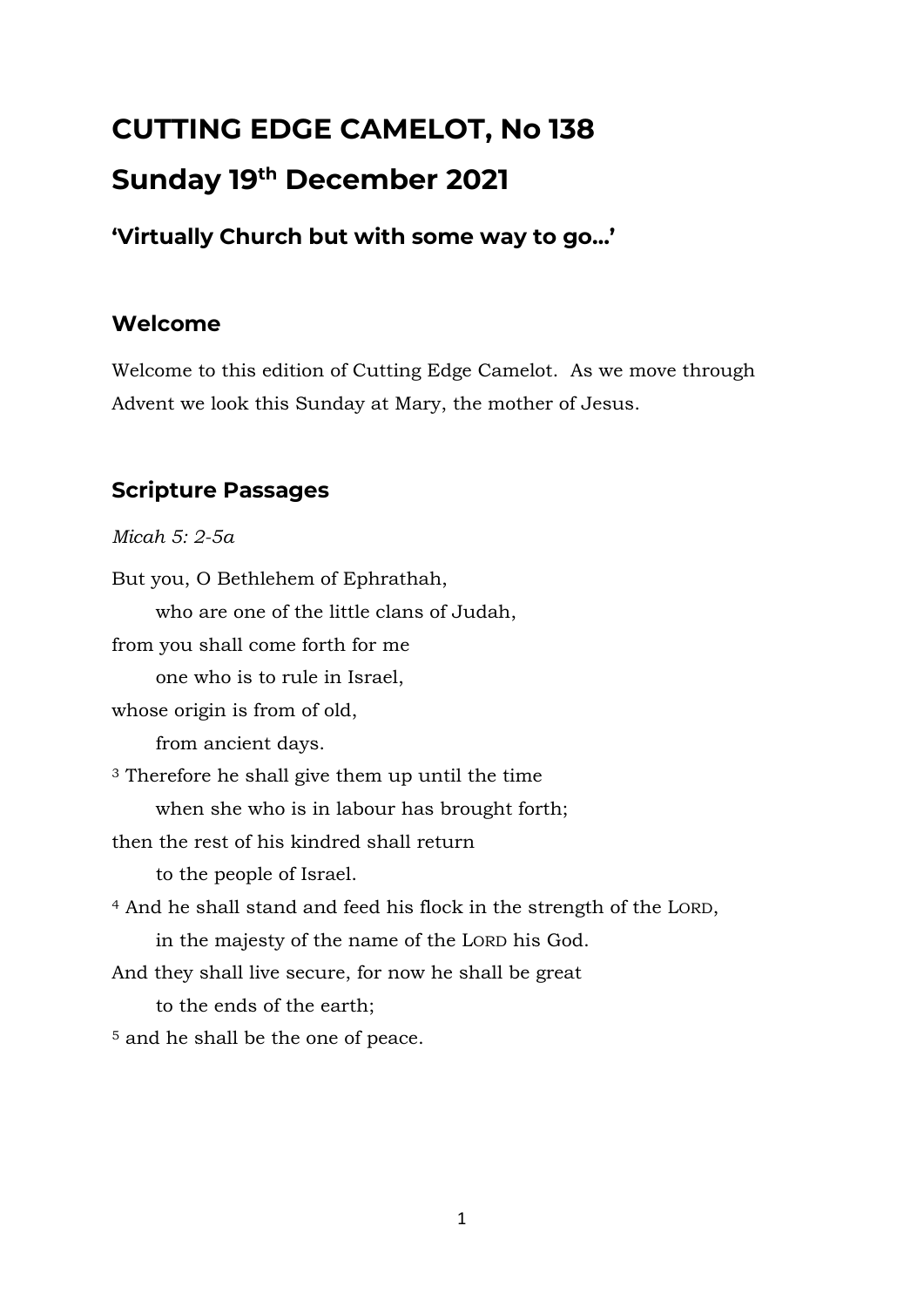# CUTTING EDGE CAMELOT, No 138

# Sunday 19th December 2021

### 'Virtually Church but with some way to go…'

## Welcome

Welcome to this edition of Cutting Edge Camelot. As we move through Advent we look this Sunday at Mary, the mother of Jesus.

## Scripture Passages

*Micah 5: 2-5a*

But you, O Bethlehem of Ephrathah,
    who are one of the little clans of Judah,
from you shall come forth for me
    one who is to rule in Israel,
whose origin is from of old,
    from ancient days.
[3] Therefore he shall give them up until the time
    when she who is in labour has brought forth;
then the rest of his kindred shall return
    to the people of Israel.
[4] And he shall stand and feed his flock in the strength of the LORD,
    in the majesty of the name of the LORD his God.
And they shall live secure, for now he shall be great
    to the ends of the earth;
[5] and he shall be the one of peace.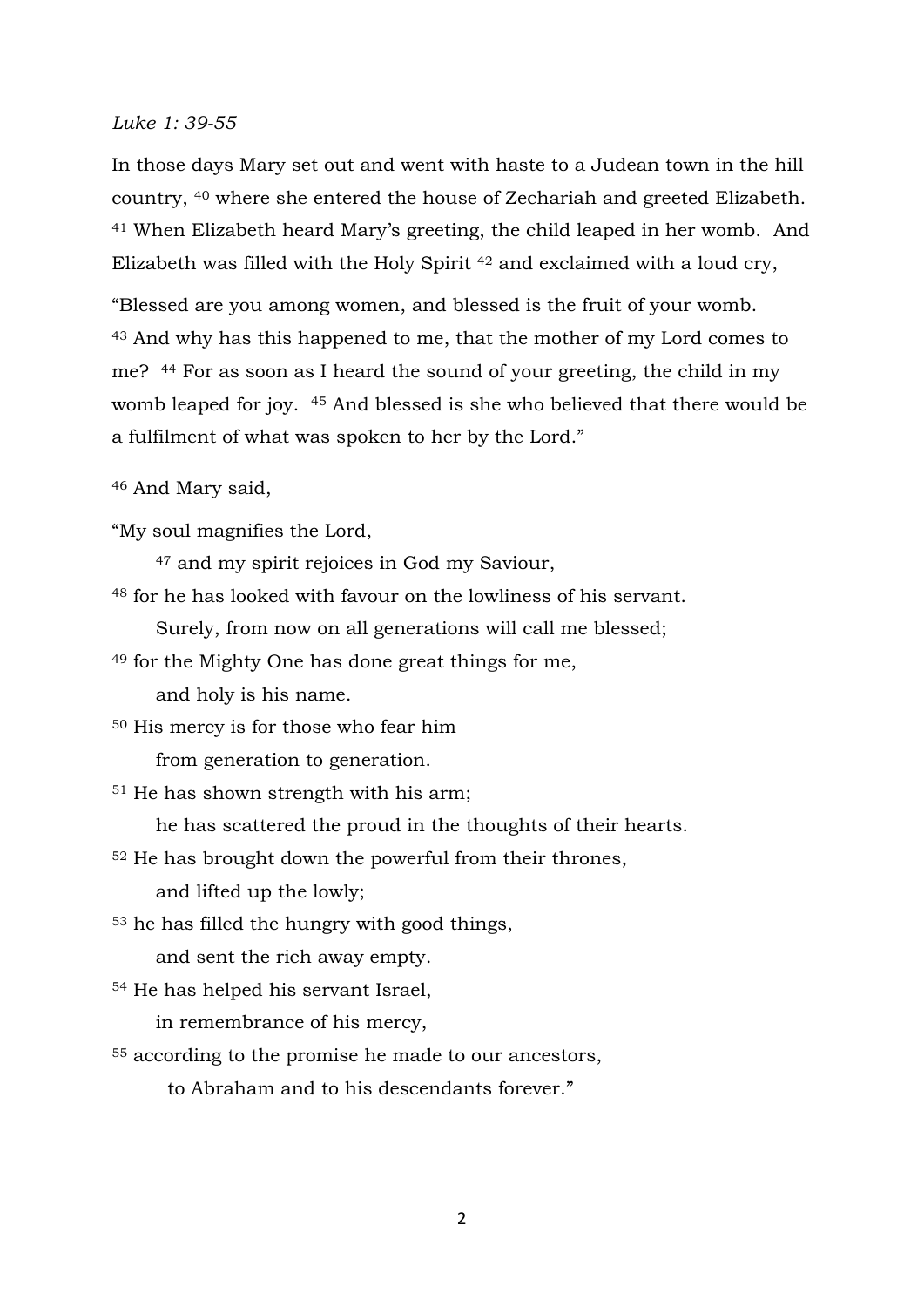*Luke 1: 39-55*

In those days Mary set out and went with haste to a Judean town in the hill country, [40] where she entered the house of Zechariah and greeted Elizabeth. [41] When Elizabeth heard Mary's greeting, the child leaped in her womb. And Elizabeth was filled with the Holy Spirit [42] and exclaimed with a loud cry,

"Blessed are you among women, and blessed is the fruit of your womb. [43] And why has this happened to me, that the mother of my Lord comes to me? [44] For as soon as I heard the sound of your greeting, the child in my womb leaped for joy. [45] And blessed is she who believed that there would be a fulfilment of what was spoken to her by the Lord."

[46] And Mary said,

"My soul magnifies the Lord,  
  [47] and my spirit rejoices in God my Saviour,  
[48] for he has looked with favour on the lowliness of his servant.  
  Surely, from now on all generations will call me blessed;  
[49] for the Mighty One has done great things for me,  
  and holy is his name.  
[50] His mercy is for those who fear him  
  from generation to generation.  
[51] He has shown strength with his arm;  
  he has scattered the proud in the thoughts of their hearts.  
[52] He has brought down the powerful from their thrones,  
  and lifted up the lowly;  
[53] he has filled the hungry with good things,  
  and sent the rich away empty.  
[54] He has helped his servant Israel,  
  in remembrance of his mercy,  
[55] according to the promise he made to our ancestors,  
  to Abraham and to his descendants forever."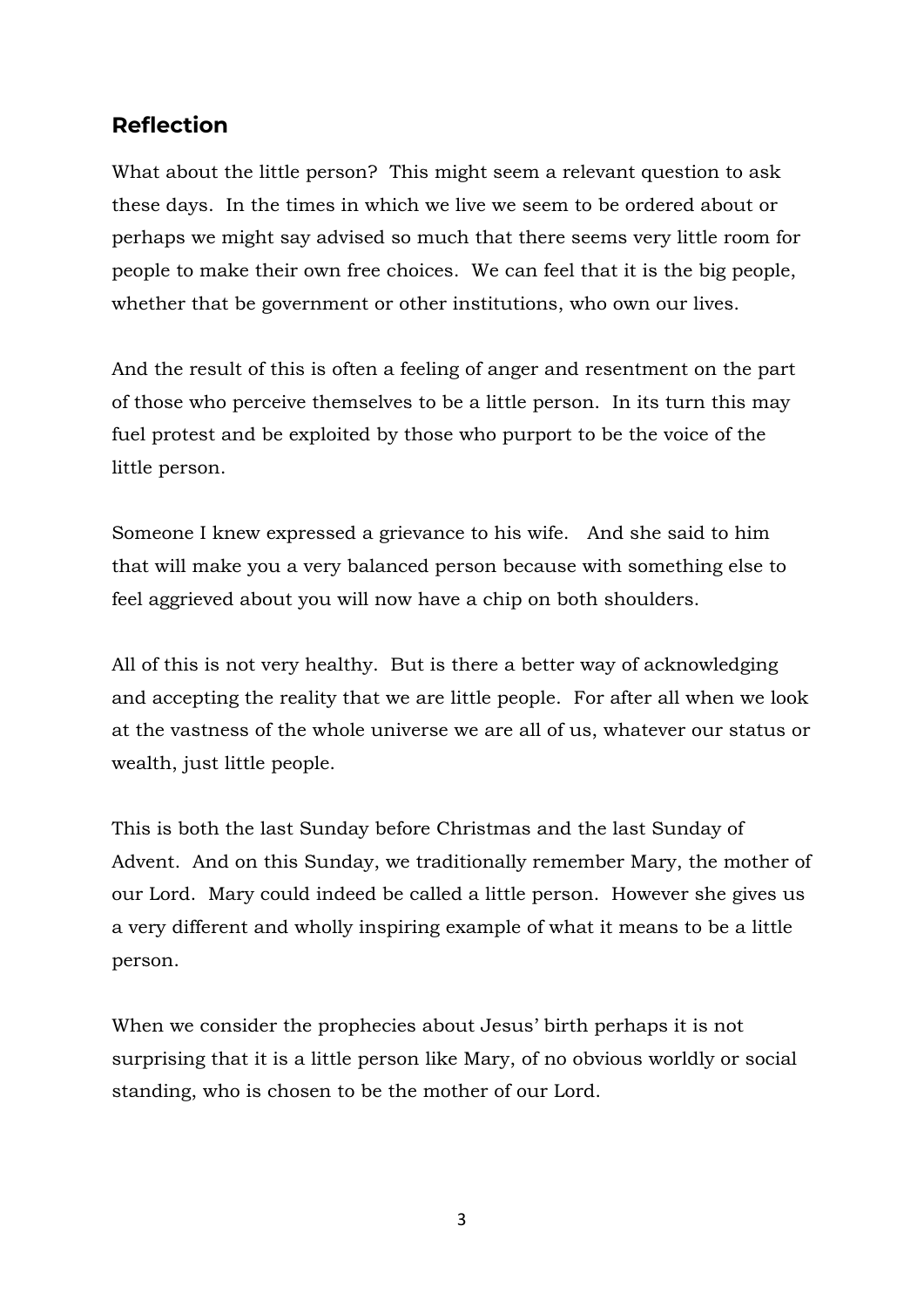## Reflection

What about the little person? This might seem a relevant question to ask these days. In the times in which we live we seem to be ordered about or perhaps we might say advised so much that there seems very little room for people to make their own free choices. We can feel that it is the big people, whether that be government or other institutions, who own our lives.

And the result of this is often a feeling of anger and resentment on the part of those who perceive themselves to be a little person. In its turn this may fuel protest and be exploited by those who purport to be the voice of the little person.

Someone I knew expressed a grievance to his wife. And she said to him that will make you a very balanced person because with something else to feel aggrieved about you will now have a chip on both shoulders.

All of this is not very healthy. But is there a better way of acknowledging and accepting the reality that we are little people. For after all when we look at the vastness of the whole universe we are all of us, whatever our status or wealth, just little people.

This is both the last Sunday before Christmas and the last Sunday of Advent. And on this Sunday, we traditionally remember Mary, the mother of our Lord. Mary could indeed be called a little person. However she gives us a very different and wholly inspiring example of what it means to be a little person.

When we consider the prophecies about Jesus' birth perhaps it is not surprising that it is a little person like Mary, of no obvious worldly or social standing, who is chosen to be the mother of our Lord.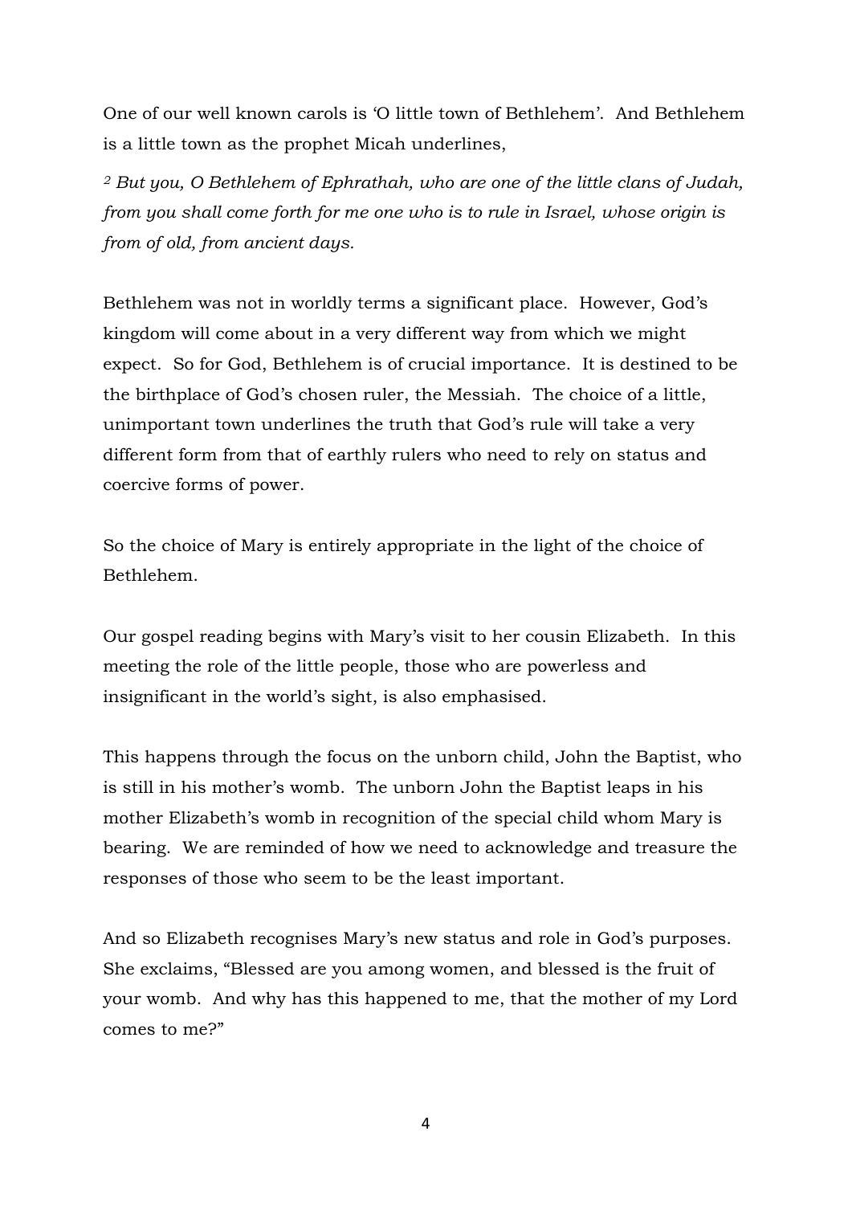One of our well known carols is 'O little town of Bethlehem'. And Bethlehem is a little town as the prophet Micah underlines,

*[2] But you, O Bethlehem of Ephrathah, who are one of the little clans of Judah, from you shall come forth for me one who is to rule in Israel, whose origin is from of old, from ancient days.*

Bethlehem was not in worldly terms a significant place. However, God's kingdom will come about in a very different way from which we might expect. So for God, Bethlehem is of crucial importance. It is destined to be the birthplace of God's chosen ruler, the Messiah. The choice of a little, unimportant town underlines the truth that God's rule will take a very different form from that of earthly rulers who need to rely on status and coercive forms of power.

So the choice of Mary is entirely appropriate in the light of the choice of Bethlehem.

Our gospel reading begins with Mary's visit to her cousin Elizabeth. In this meeting the role of the little people, those who are powerless and insignificant in the world's sight, is also emphasised.

This happens through the focus on the unborn child, John the Baptist, who is still in his mother's womb. The unborn John the Baptist leaps in his mother Elizabeth's womb in recognition of the special child whom Mary is bearing. We are reminded of how we need to acknowledge and treasure the responses of those who seem to be the least important.

And so Elizabeth recognises Mary's new status and role in God's purposes. She exclaims, "Blessed are you among women, and blessed is the fruit of your womb. And why has this happened to me, that the mother of my Lord comes to me?"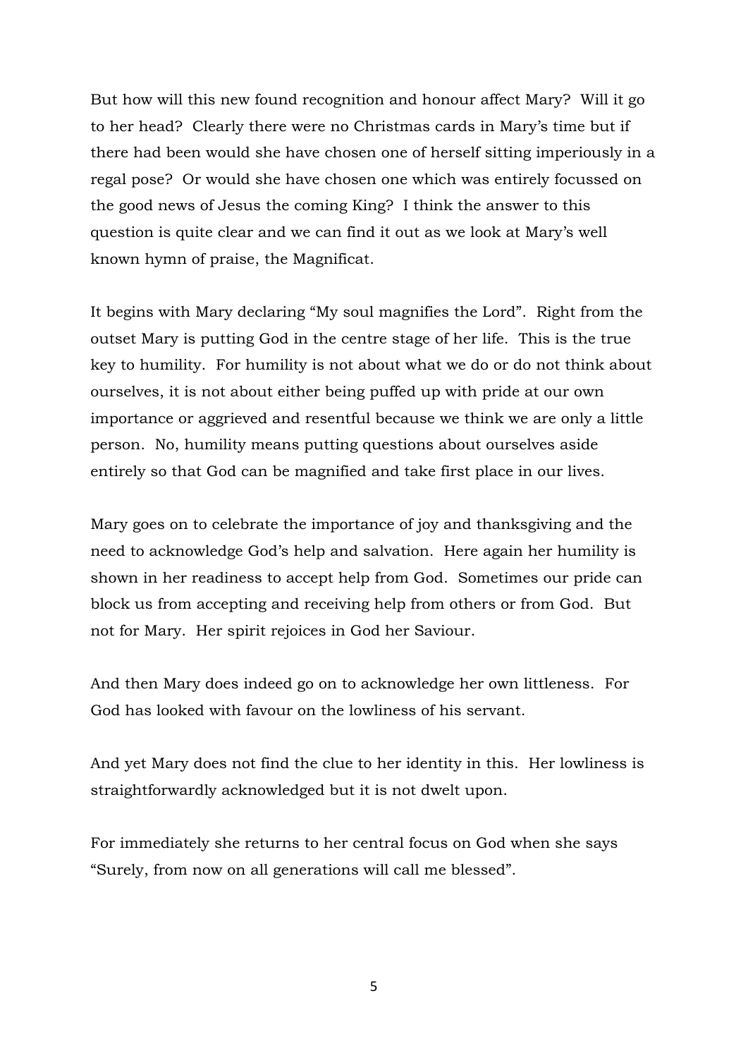But how will this new found recognition and honour affect Mary? Will it go to her head? Clearly there were no Christmas cards in Mary's time but if there had been would she have chosen one of herself sitting imperiously in a regal pose? Or would she have chosen one which was entirely focussed on the good news of Jesus the coming King? I think the answer to this question is quite clear and we can find it out as we look at Mary's well known hymn of praise, the Magnificat.

It begins with Mary declaring "My soul magnifies the Lord". Right from the outset Mary is putting God in the centre stage of her life. This is the true key to humility. For humility is not about what we do or do not think about ourselves, it is not about either being puffed up with pride at our own importance or aggrieved and resentful because we think we are only a little person. No, humility means putting questions about ourselves aside entirely so that God can be magnified and take first place in our lives.

Mary goes on to celebrate the importance of joy and thanksgiving and the need to acknowledge God's help and salvation. Here again her humility is shown in her readiness to accept help from God. Sometimes our pride can block us from accepting and receiving help from others or from God. But not for Mary. Her spirit rejoices in God her Saviour.

And then Mary does indeed go on to acknowledge her own littleness. For God has looked with favour on the lowliness of his servant.

And yet Mary does not find the clue to her identity in this. Her lowliness is straightforwardly acknowledged but it is not dwelt upon.

For immediately she returns to her central focus on God when she says "Surely, from now on all generations will call me blessed".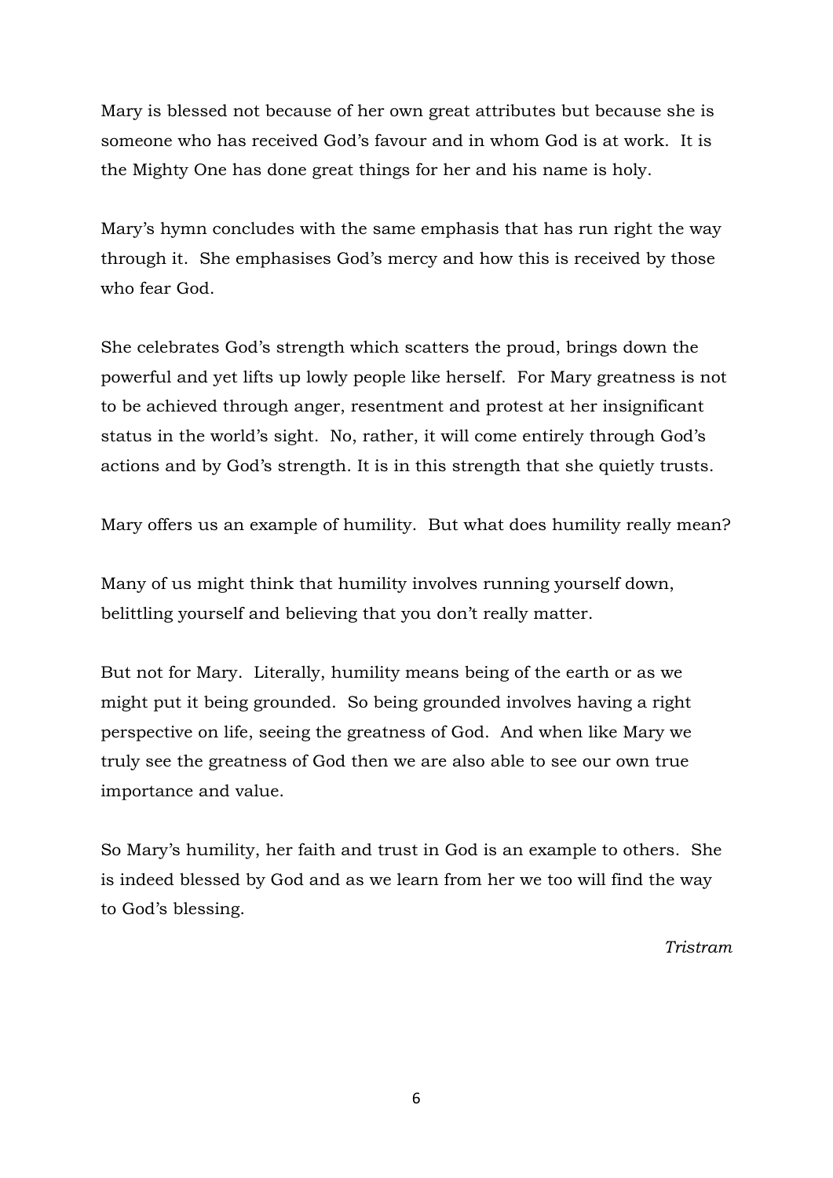Mary is blessed not because of her own great attributes but because she is someone who has received God's favour and in whom God is at work. It is the Mighty One has done great things for her and his name is holy.

Mary's hymn concludes with the same emphasis that has run right the way through it. She emphasises God's mercy and how this is received by those who fear God.

She celebrates God's strength which scatters the proud, brings down the powerful and yet lifts up lowly people like herself. For Mary greatness is not to be achieved through anger, resentment and protest at her insignificant status in the world's sight. No, rather, it will come entirely through God's actions and by God's strength. It is in this strength that she quietly trusts.

Mary offers us an example of humility. But what does humility really mean?

Many of us might think that humility involves running yourself down, belittling yourself and believing that you don't really matter.

But not for Mary. Literally, humility means being of the earth or as we might put it being grounded. So being grounded involves having a right perspective on life, seeing the greatness of God. And when like Mary we truly see the greatness of God then we are also able to see our own true importance and value.

So Mary's humility, her faith and trust in God is an example to others. She is indeed blessed by God and as we learn from her we too will find the way to God's blessing.

*Tristram*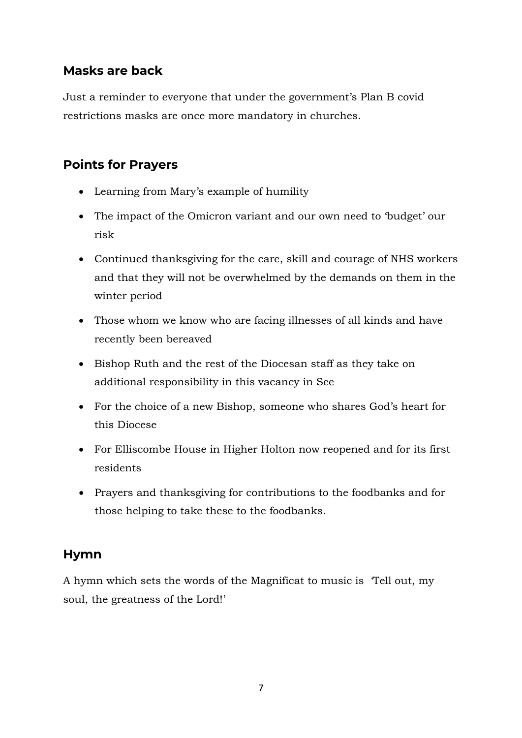## Masks are back

Just a reminder to everyone that under the government's Plan B covid restrictions masks are once more mandatory in churches.

## Points for Prayers

- Learning from Mary's example of humility
- The impact of the Omicron variant and our own need to 'budget' our risk
- Continued thanksgiving for the care, skill and courage of NHS workers and that they will not be overwhelmed by the demands on them in the winter period
- Those whom we know who are facing illnesses of all kinds and have recently been bereaved
- Bishop Ruth and the rest of the Diocesan staff as they take on additional responsibility in this vacancy in See
- For the choice of a new Bishop, someone who shares God's heart for this Diocese
- For Elliscombe House in Higher Holton now reopened and for its first residents
- Prayers and thanksgiving for contributions to the foodbanks and for those helping to take these to the foodbanks.

## Hymn

A hymn which sets the words of the Magnificat to music is 'Tell out, my soul, the greatness of the Lord!'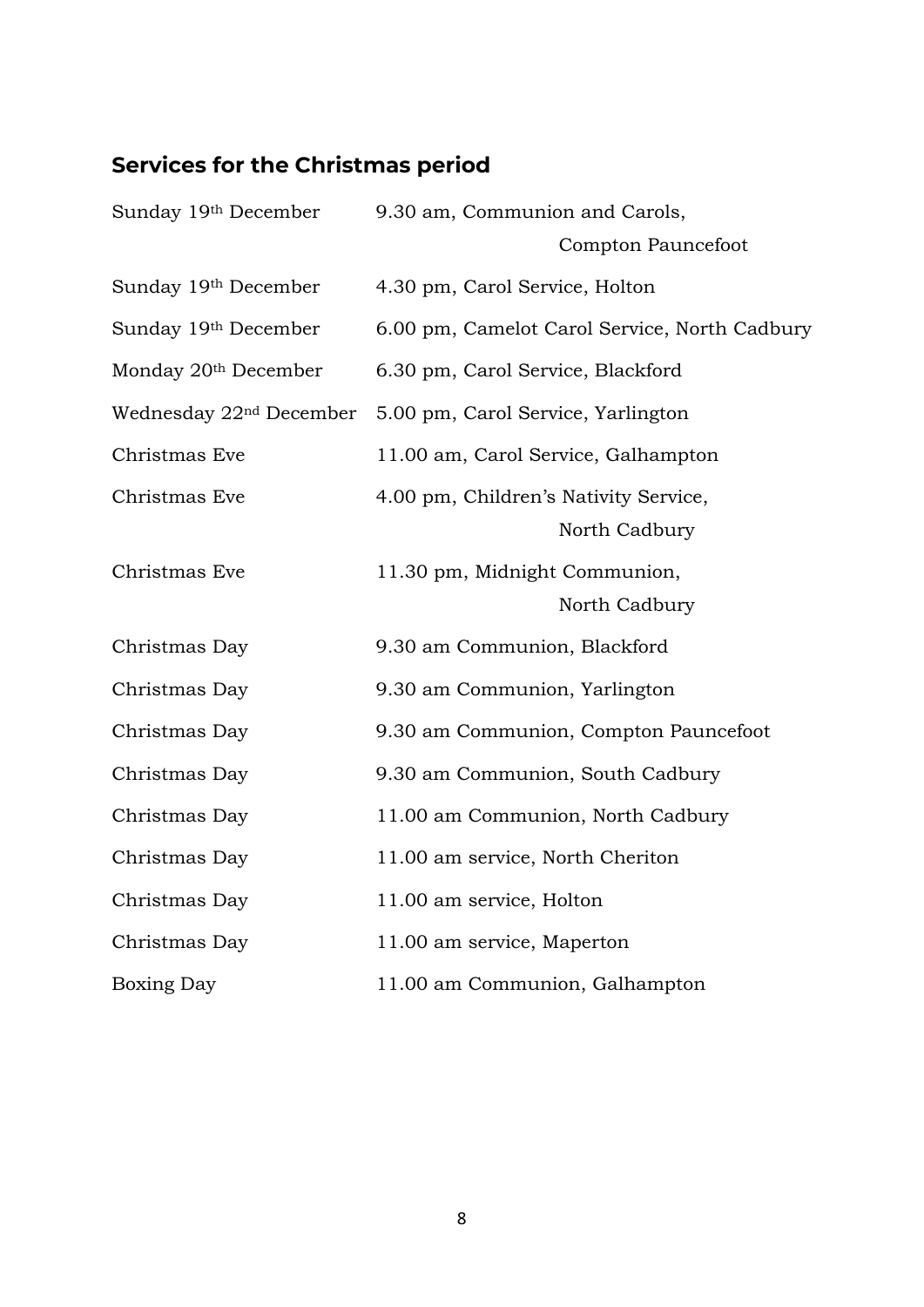## Services for the Christmas period

| | |
|---|---|
| Sunday 19th December | 9.30 am, Communion and Carols, Compton Pauncefoot |
| Sunday 19th December | 4.30 pm, Carol Service, Holton |
| Sunday 19th December | 6.00 pm, Camelot Carol Service, North Cadbury |
| Monday 20th December | 6.30 pm, Carol Service, Blackford |
| Wednesday 22nd December | 5.00 pm, Carol Service, Yarlington |
| Christmas Eve | 11.00 am, Carol Service, Galhampton |
| Christmas Eve | 4.00 pm, Children's Nativity Service, North Cadbury |
| Christmas Eve | 11.30 pm, Midnight Communion, North Cadbury |
| Christmas Day | 9.30 am Communion, Blackford |
| Christmas Day | 9.30 am Communion, Yarlington |
| Christmas Day | 9.30 am Communion, Compton Pauncefoot |
| Christmas Day | 9.30 am Communion, South Cadbury |
| Christmas Day | 11.00 am Communion, North Cadbury |
| Christmas Day | 11.00 am service, North Cheriton |
| Christmas Day | 11.00 am service, Holton |
| Christmas Day | 11.00 am service, Maperton |
| Boxing Day | 11.00 am Communion, Galhampton |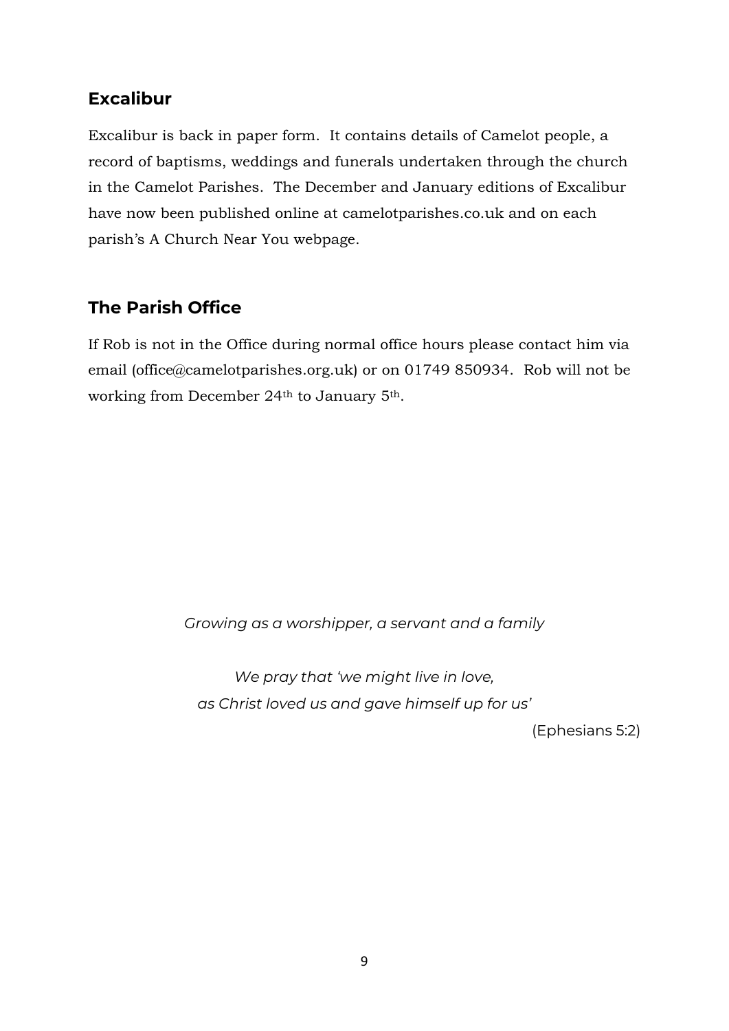## Excalibur

Excalibur is back in paper form. It contains details of Camelot people, a record of baptisms, weddings and funerals undertaken through the church in the Camelot Parishes. The December and January editions of Excalibur have now been published online at camelotparishes.co.uk and on each parish's A Church Near You webpage.

## The Parish Office

If Rob is not in the Office during normal office hours please contact him via email (office@camelotparishes.org.uk) or on 01749 850934. Rob will not be working from December 24th to January 5th.

*Growing as a worshipper, a servant and a family*

*We pray that 'we might live in love,*
*as Christ loved us and gave himself up for us'*

(Ephesians 5:2)